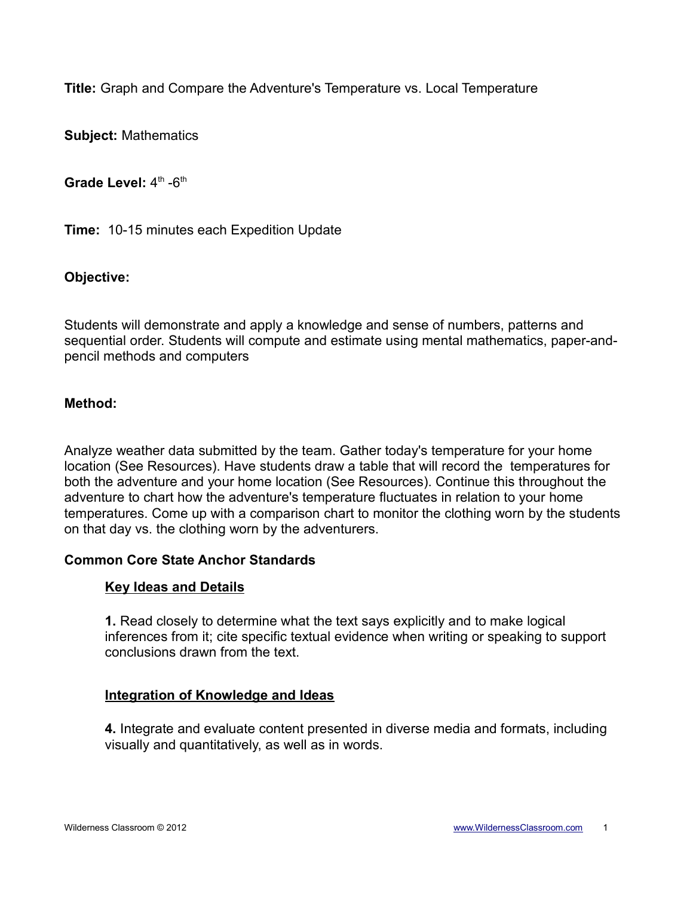**Title:** Graph and Compare the Adventure's Temperature vs. Local Temperature

**Subject:** Mathematics

**Grade Level:** 4th -6th

**Time:** 10-15 minutes each Expedition Update

**Objective:**

Students will demonstrate and apply a knowledge and sense of numbers, patterns and sequential order. Students will compute and estimate using mental mathematics, paper-and-pencil methods and computers

**Method:**

Analyze weather data submitted by the team. Gather today's temperature for your home location (See Resources). Have students draw a table that will record the temperatures for both the adventure and your home location (See Resources). Continue this throughout the adventure to chart how the adventure's temperature fluctuates in relation to your home temperatures. Come up with a comparison chart to monitor the clothing worn by the students on that day vs. the clothing worn by the adventurers.

**Common Core State Anchor Standards**

**Key Ideas and Details**

**1.** Read closely to determine what the text says explicitly and to make logical inferences from it; cite specific textual evidence when writing or speaking to support conclusions drawn from the text.

**Integration of Knowledge and Ideas**

**4.** Integrate and evaluate content presented in diverse media and formats, including visually and quantitatively, as well as in words.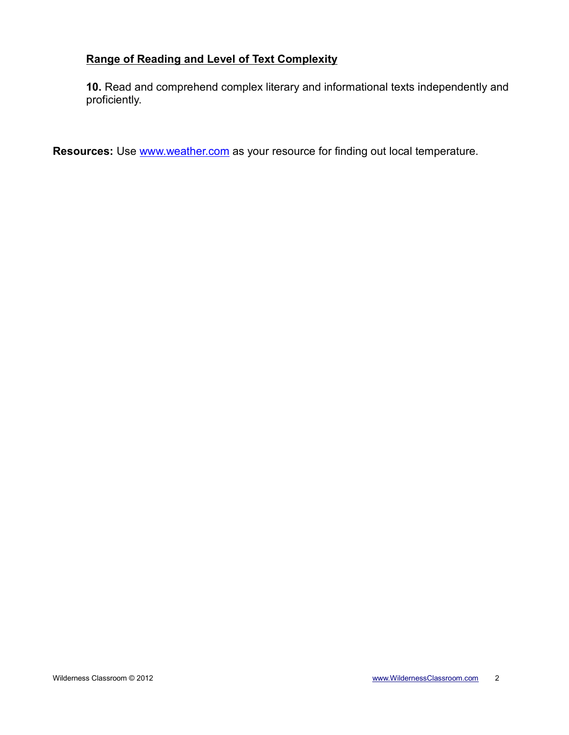**<u>Range of Reading and Level of Text Complexity</u>**

**10.** Read and comprehend complex literary and informational texts independently and proficiently.

**Resources:** Use [www.weather.com](http://www.weather.com) as your resource for finding out local temperature.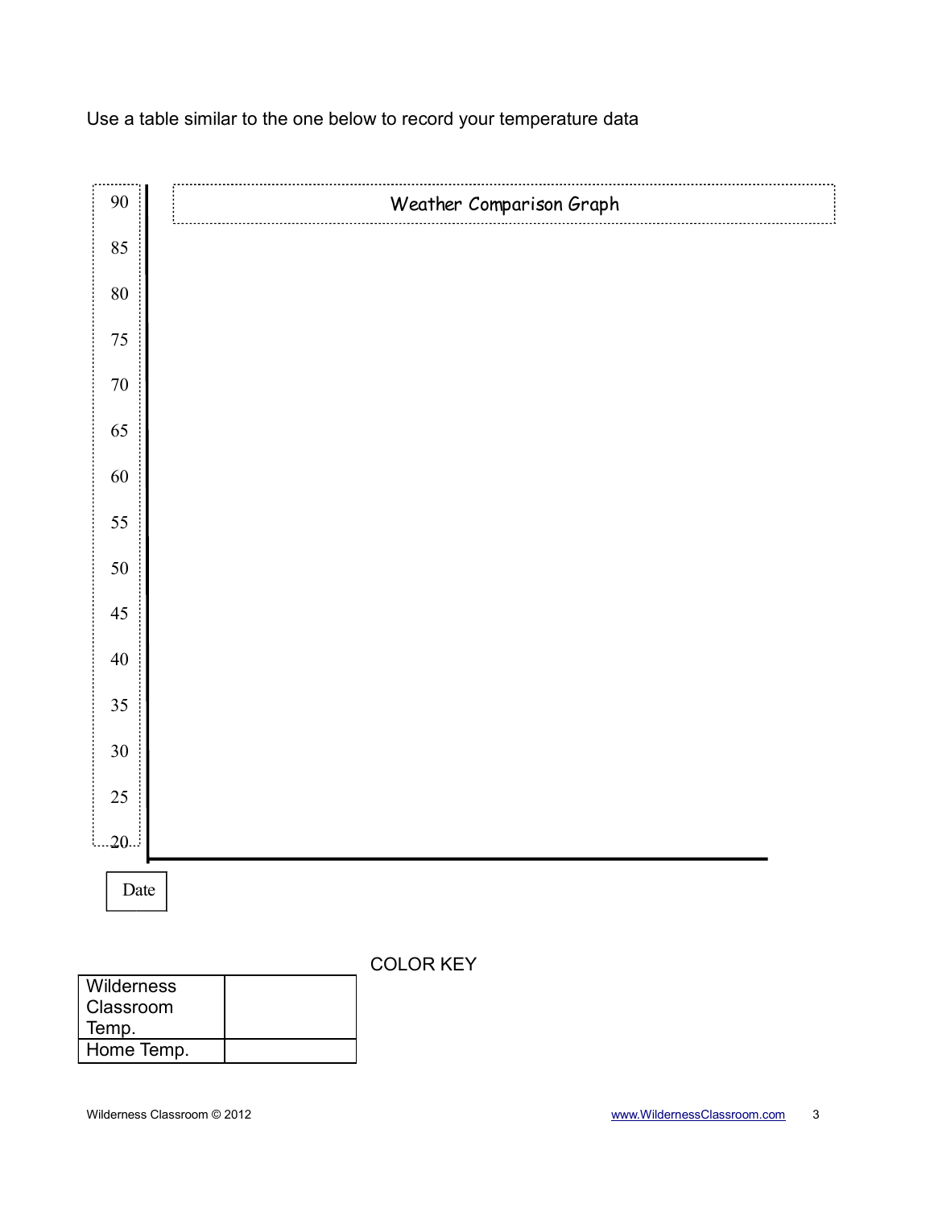Use a table similar to the one below to record your temperature data

Weather Comparison Graph

| 90 |
|---|
| 85 |
| 80 |
| 75 |
| 70 |
| 65 |
| 60 |
| 55 |
| 50 |
| 45 |
| 40 |
| 35 |
| 30 |
| 25 |
| 20 |

Date

COLOR KEY

| | |
|---|---|
| Wilderness Classroom Temp. | |
| Home Temp. | |

Wilderness Classroom © 2012

www.WildernessClassroom.com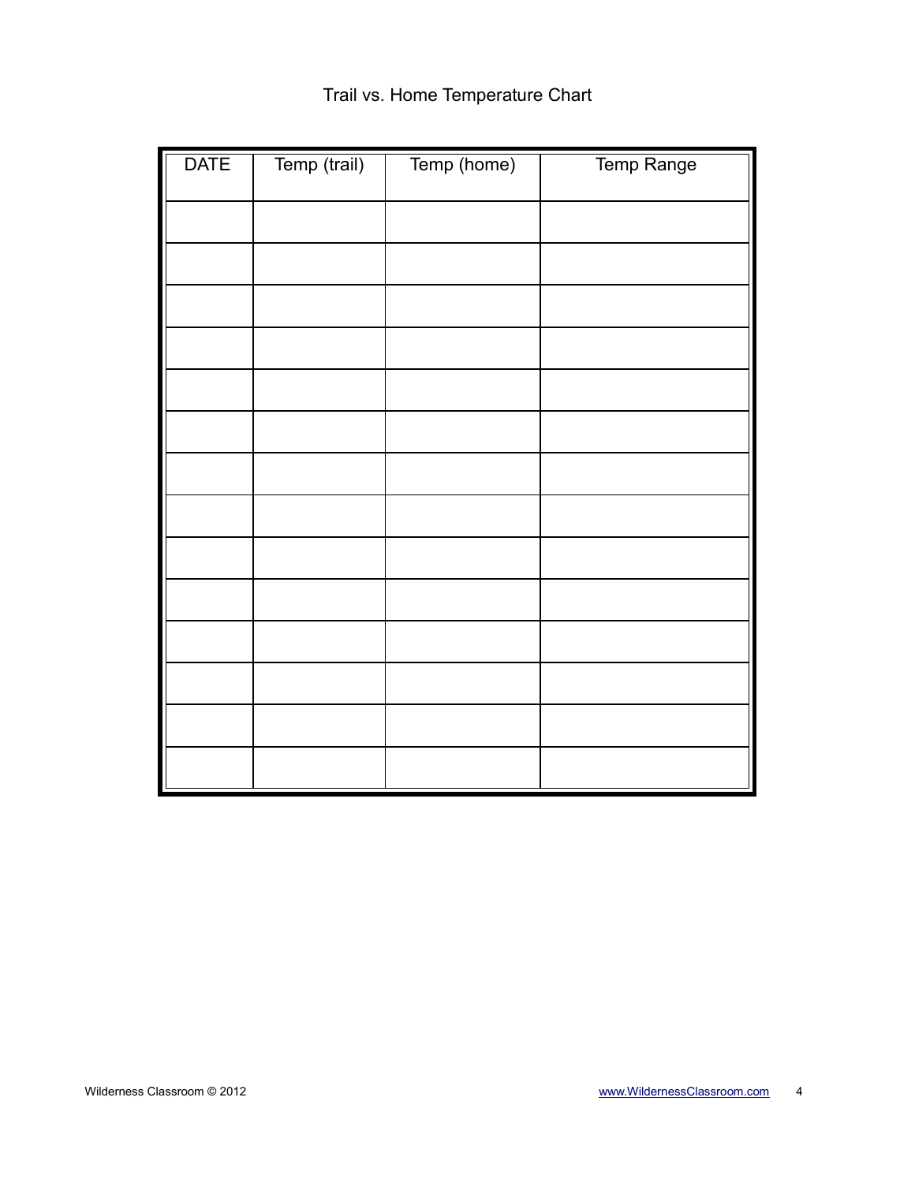# Trail vs. Home Temperature Chart

| DATE | Temp (trail) | Temp (home) | Temp Range |
|---|---|---|---|
| | | | |
| | | | |
| | | | |
| | | | |
| | | | |
| | | | |
| | | | |
| | | | |
| | | | |
| | | | |
| | | | |
| | | | |
| | | | |
| | | | |
| | | | |

Wilderness Classroom © 2012 www.WildernessClassroom.com